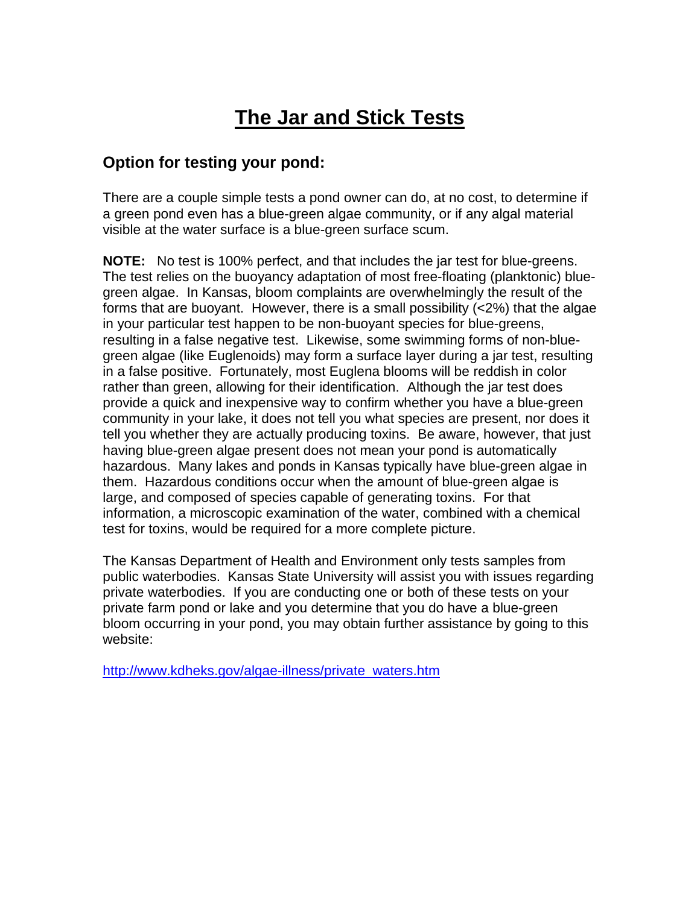# The Jar and Stick Tests

## Option for testing your pond:

There are a couple simple tests a pond owner can do, at no cost, to determine if a green pond even has a blue-green algae community, or if any algal material visible at the water surface is a blue-green surface scum.

**NOTE:** No test is 100% perfect, and that includes the jar test for blue-greens. The test relies on the buoyancy adaptation of most free-floating (planktonic) blue-green algae. In Kansas, bloom complaints are overwhelmingly the result of the forms that are buoyant. However, there is a small possibility (<2%) that the algae in your particular test happen to be non-buoyant species for blue-greens, resulting in a false negative test. Likewise, some swimming forms of non-blue-green algae (like Euglenoids) may form a surface layer during a jar test, resulting in a false positive. Fortunately, most Euglena blooms will be reddish in color rather than green, allowing for their identification. Although the jar test does provide a quick and inexpensive way to confirm whether you have a blue-green community in your lake, it does not tell you what species are present, nor does it tell you whether they are actually producing toxins. Be aware, however, that just having blue-green algae present does not mean your pond is automatically hazardous. Many lakes and ponds in Kansas typically have blue-green algae in them. Hazardous conditions occur when the amount of blue-green algae is large, and composed of species capable of generating toxins. For that information, a microscopic examination of the water, combined with a chemical test for toxins, would be required for a more complete picture.

The Kansas Department of Health and Environment only tests samples from public waterbodies. Kansas State University will assist you with issues regarding private waterbodies. If you are conducting one or both of these tests on your private farm pond or lake and you determine that you do have a blue-green bloom occurring in your pond, you may obtain further assistance by going to this website:

[http://www.kdheks.gov/algae-illness/private_waters.htm](http://www.kdheks.gov/algae-illness/private_waters.htm)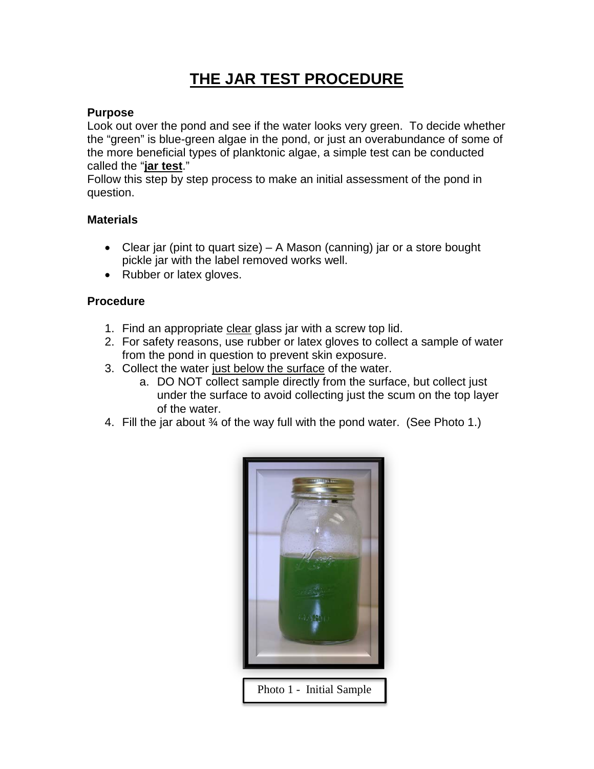# THE JAR TEST PROCEDURE

**Purpose**

Look out over the pond and see if the water looks very green. To decide whether the "green" is blue-green algae in the pond, or just an overabundance of some of the more beneficial types of planktonic algae, a simple test can be conducted called the "**jar test**."

Follow this step by step process to make an initial assessment of the pond in question.

**Materials**

- Clear jar (pint to quart size) – A Mason (canning) jar or a store bought pickle jar with the label removed works well.
- Rubber or latex gloves.

**Procedure**

1. Find an appropriate clear glass jar with a screw top lid.
2. For safety reasons, use rubber or latex gloves to collect a sample of water from the pond in question to prevent skin exposure.
3. Collect the water just below the surface of the water.
   a. DO NOT collect sample directly from the surface, but collect just under the surface to avoid collecting just the scum on the top layer of the water.
4. Fill the jar about ¾ of the way full with the pond water. (See Photo 1.)

Photo 1 - Initial Sample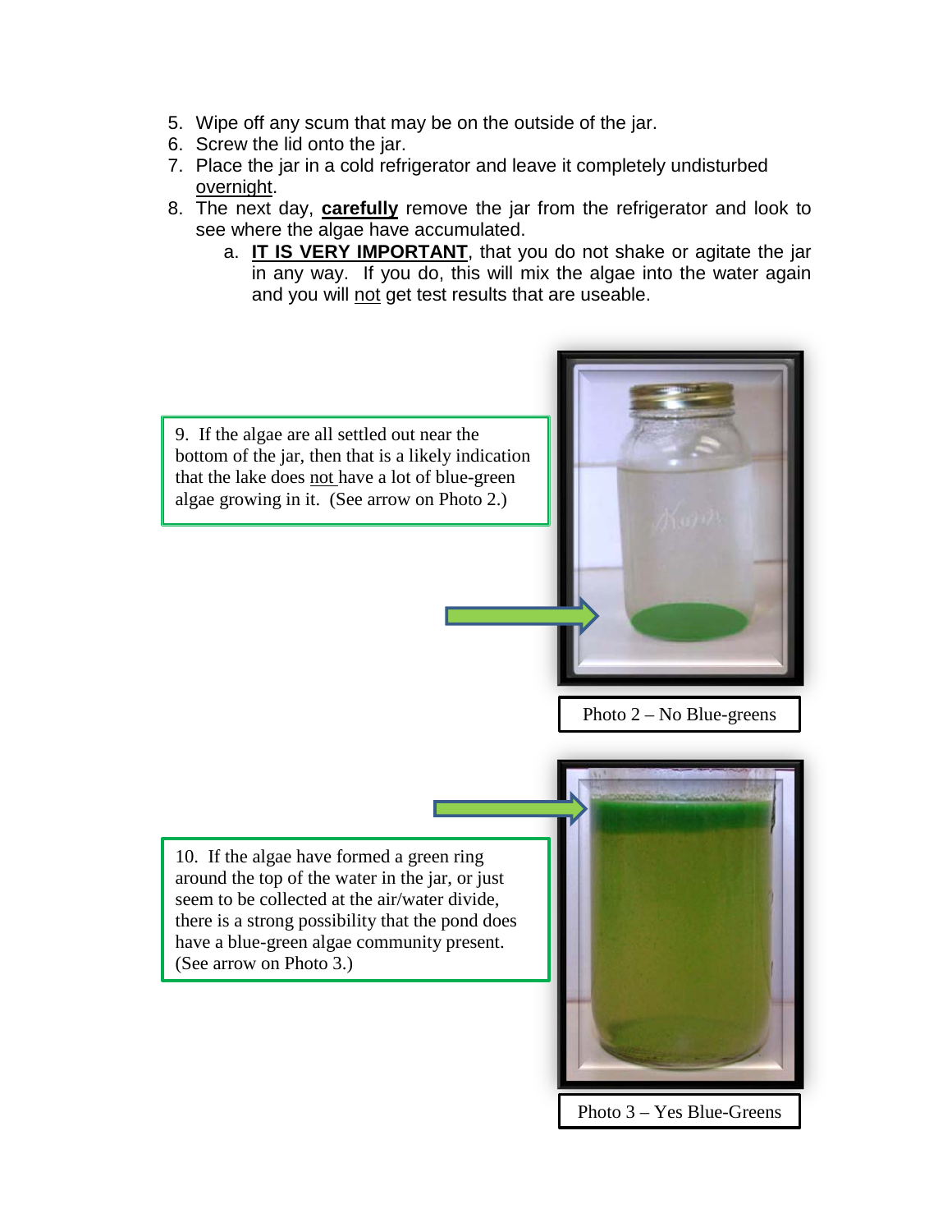5. Wipe off any scum that may be on the outside of the jar.
6. Screw the lid onto the jar.
7. Place the jar in a cold refrigerator and leave it completely undisturbed overnight.
8. The next day, **carefully** remove the jar from the refrigerator and look to see where the algae have accumulated.
   a. **IT IS VERY IMPORTANT**, that you do not shake or agitate the jar in any way. If you do, this will mix the algae into the water again and you will not get test results that are useable.

9. If the algae are all settled out near the bottom of the jar, then that is a likely indication that the lake does not have a lot of blue-green algae growing in it. (See arrow on Photo 2.)

Photo 2 – No Blue-greens

10. If the algae have formed a green ring around the top of the water in the jar, or just seem to be collected at the air/water divide, there is a strong possibility that the pond does have a blue-green algae community present. (See arrow on Photo 3.)

Photo 3 – Yes Blue-Greens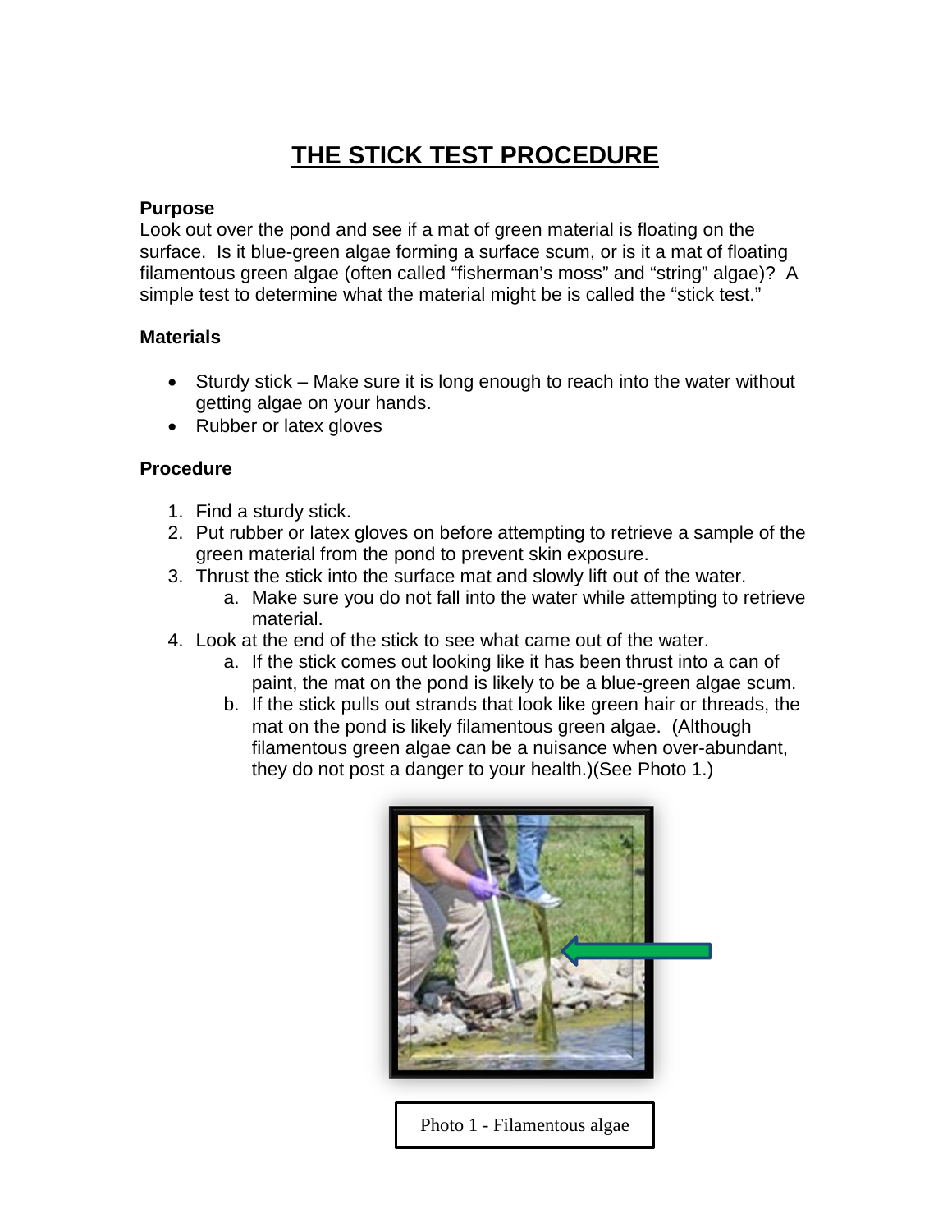# THE STICK TEST PROCEDURE

**Purpose**

Look out over the pond and see if a mat of green material is floating on the surface. Is it blue-green algae forming a surface scum, or is it a mat of floating filamentous green algae (often called "fisherman's moss" and "string" algae)? A simple test to determine what the material might be is called the "stick test."

**Materials**

- Sturdy stick – Make sure it is long enough to reach into the water without getting algae on your hands.
- Rubber or latex gloves

**Procedure**

1. Find a sturdy stick.
2. Put rubber or latex gloves on before attempting to retrieve a sample of the green material from the pond to prevent skin exposure.
3. Thrust the stick into the surface mat and slowly lift out of the water.
   a. Make sure you do not fall into the water while attempting to retrieve material.
4. Look at the end of the stick to see what came out of the water.
   a. If the stick comes out looking like it has been thrust into a can of paint, the mat on the pond is likely to be a blue-green algae scum.
   b. If the stick pulls out strands that look like green hair or threads, the mat on the pond is likely filamentous green algae. (Although filamentous green algae can be a nuisance when over-abundant, they do not post a danger to your health.)(See Photo 1.)

Photo 1 - Filamentous algae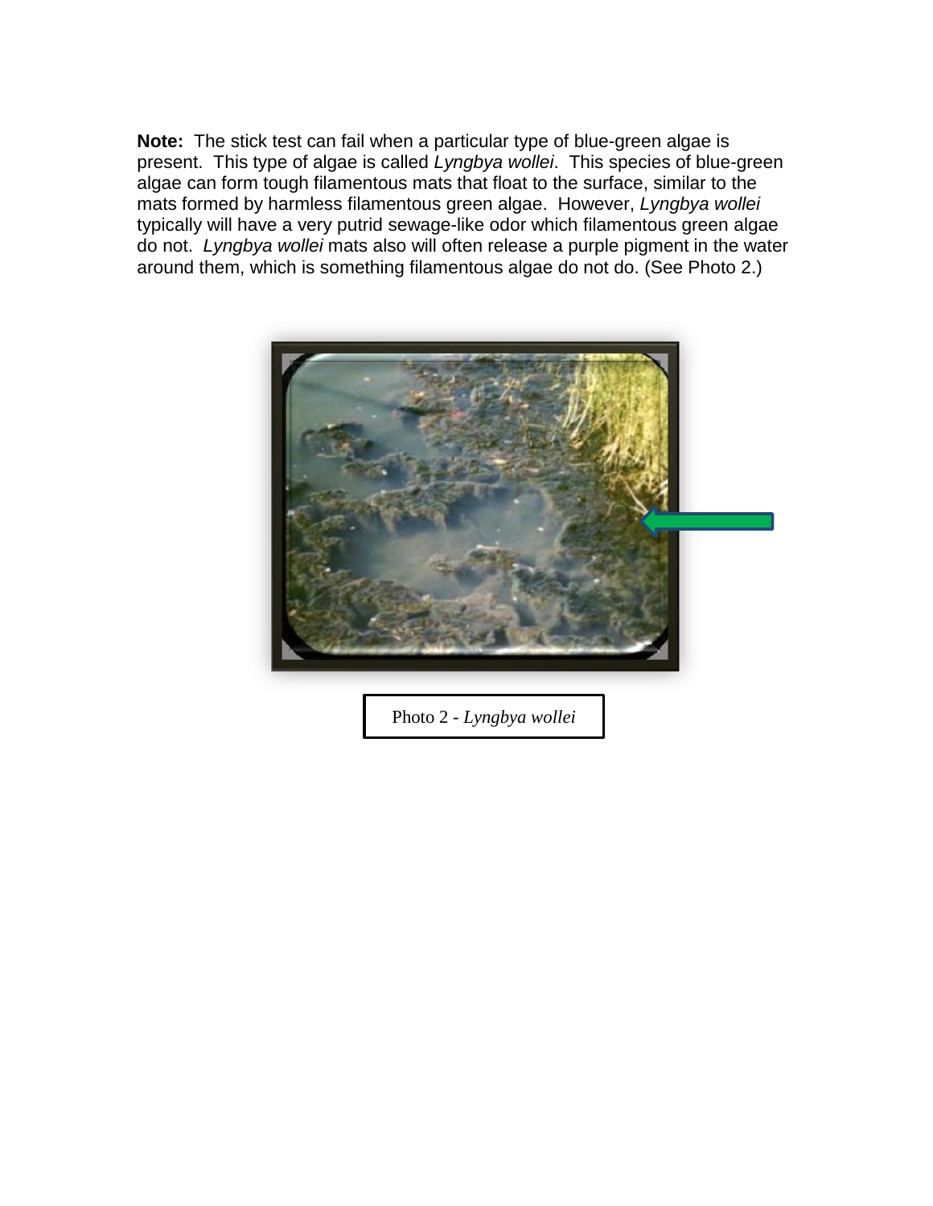**Note:** The stick test can fail when a particular type of blue-green algae is present. This type of algae is called *Lyngbya wollei*. This species of blue-green algae can form tough filamentous mats that float to the surface, similar to the mats formed by harmless filamentous green algae. However, *Lyngbya wollei* typically will have a very putrid sewage-like odor which filamentous green algae do not. *Lyngbya wollei* mats also will often release a purple pigment in the water around them, which is something filamentous algae do not do. (See Photo 2.)

Photo 2 - *Lyngbya wollei*